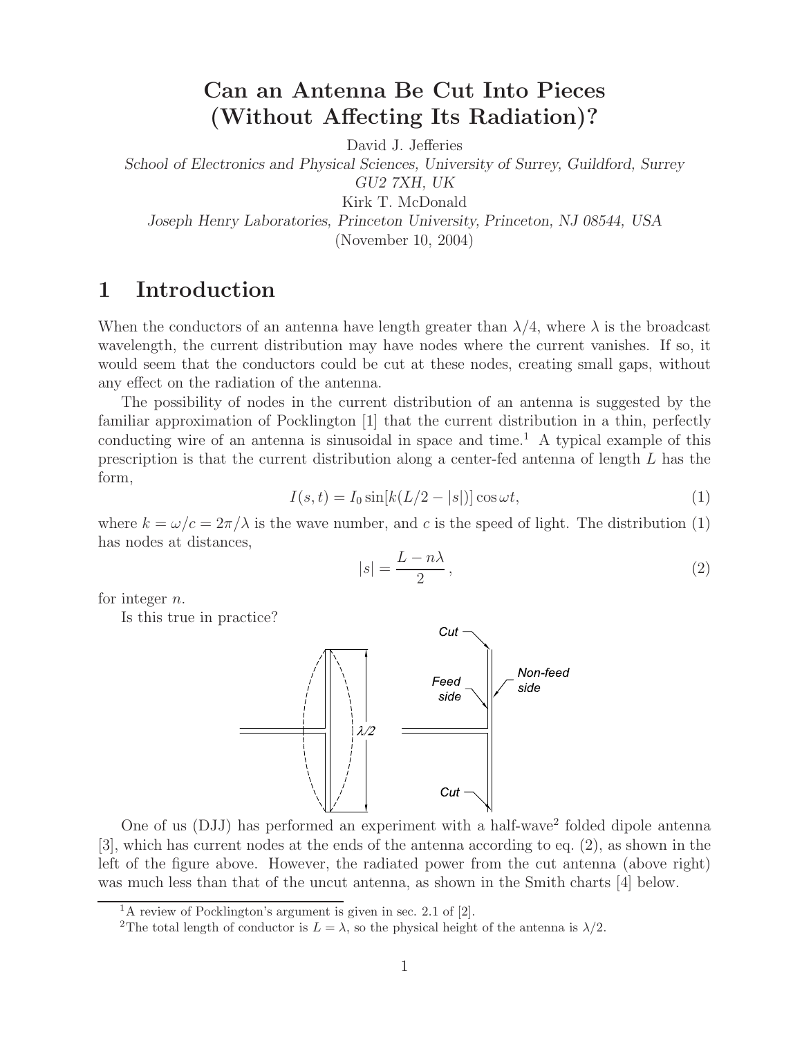# Can an Antenna Be Cut Into Pieces (Without Affecting Its Radiation)?

David J. Jefferies

*School of Electronics and Physical Sciences, University of Surrey, Guildford, Surrey GU2 7XH, UK*

Kirk T. McDonald

*Joseph Henry Laboratories, Princeton University, Princeton, NJ 08544, USA*

(November 10, 2004)

## 1 Introduction

When the conductors of an antenna have length greater than $\lambda/4$, where $\lambda$ is the broadcast wavelength, the current distribution may have nodes where the current vanishes. If so, it would seem that the conductors could be cut at these nodes, creating small gaps, without any effect on the radiation of the antenna.

The possibility of nodes in the current distribution of an antenna is suggested by the familiar approximation of Pocklington [1] that the current distribution in a thin, perfectly conducting wire of an antenna is sinusoidal in space and time.[1] A typical example of this prescription is that the current distribution along a center-fed antenna of length $L$ has the form,

$$I(s,t) = I_0 \sin[k(L/2 - |s|)] \cos \omega t, \tag{1}$$

where $k = \omega/c = 2\pi/\lambda$ is the wave number, and $c$ is the speed of light. The distribution (1) has nodes at distances,

$$|s| = \frac{L - n\lambda}{2}, \tag{2}$$

for integer $n$.

Is this true in practice?

One of us (DJJ) has performed an experiment with a half-wave[2] folded dipole antenna [3], which has current nodes at the ends of the antenna according to eq. (2), as shown in the left of the figure above. However, the radiated power from the cut antenna (above right) was much less than that of the uncut antenna, as shown in the Smith charts [4] below.

---

[1] A review of Pocklington's argument is given in sec. 2.1 of [2].

[2] The total length of conductor is $L = \lambda$, so the physical height of the antenna is $\lambda/2$.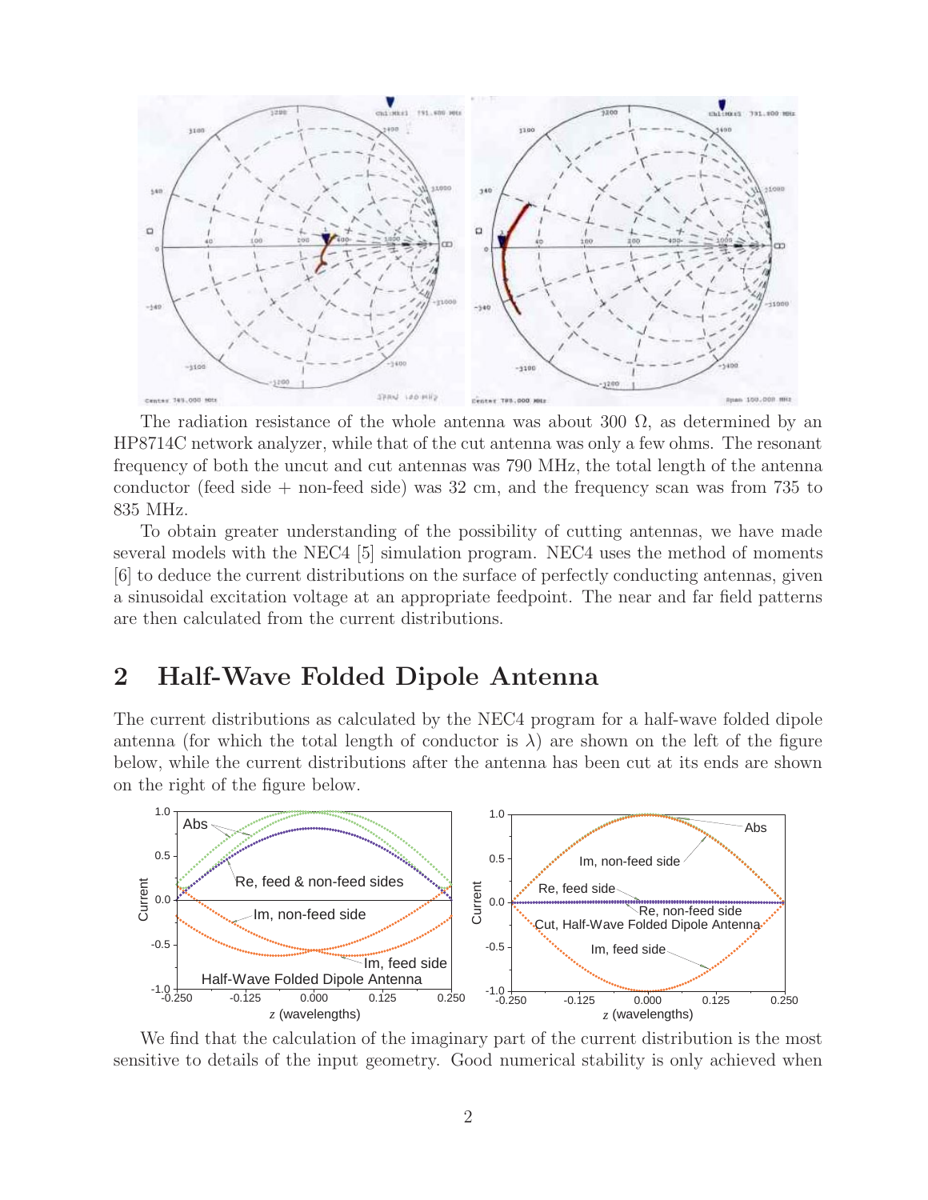The radiation resistance of the whole antenna was about 300 Ω, as determined by an HP8714C network analyzer, while that of the cut antenna was only a few ohms. The resonant frequency of both the uncut and cut antennas was 790 MHz, the total length of the antenna conductor (feed side + non-feed side) was 32 cm, and the frequency scan was from 735 to 835 MHz.

To obtain greater understanding of the possibility of cutting antennas, we have made several models with the NEC4 [5] simulation program. NEC4 uses the method of moments [6] to deduce the current distributions on the surface of perfectly conducting antennas, given a sinusoidal excitation voltage at an appropriate feedpoint. The near and far field patterns are then calculated from the current distributions.

## 2 Half-Wave Folded Dipole Antenna

The current distributions as calculated by the NEC4 program for a half-wave folded dipole antenna (for which the total length of conductor is $\lambda$) are shown on the left of the figure below, while the current distributions after the antenna has been cut at its ends are shown on the right of the figure below.

We find that the calculation of the imaginary part of the current distribution is the most sensitive to details of the input geometry. Good numerical stability is only achieved when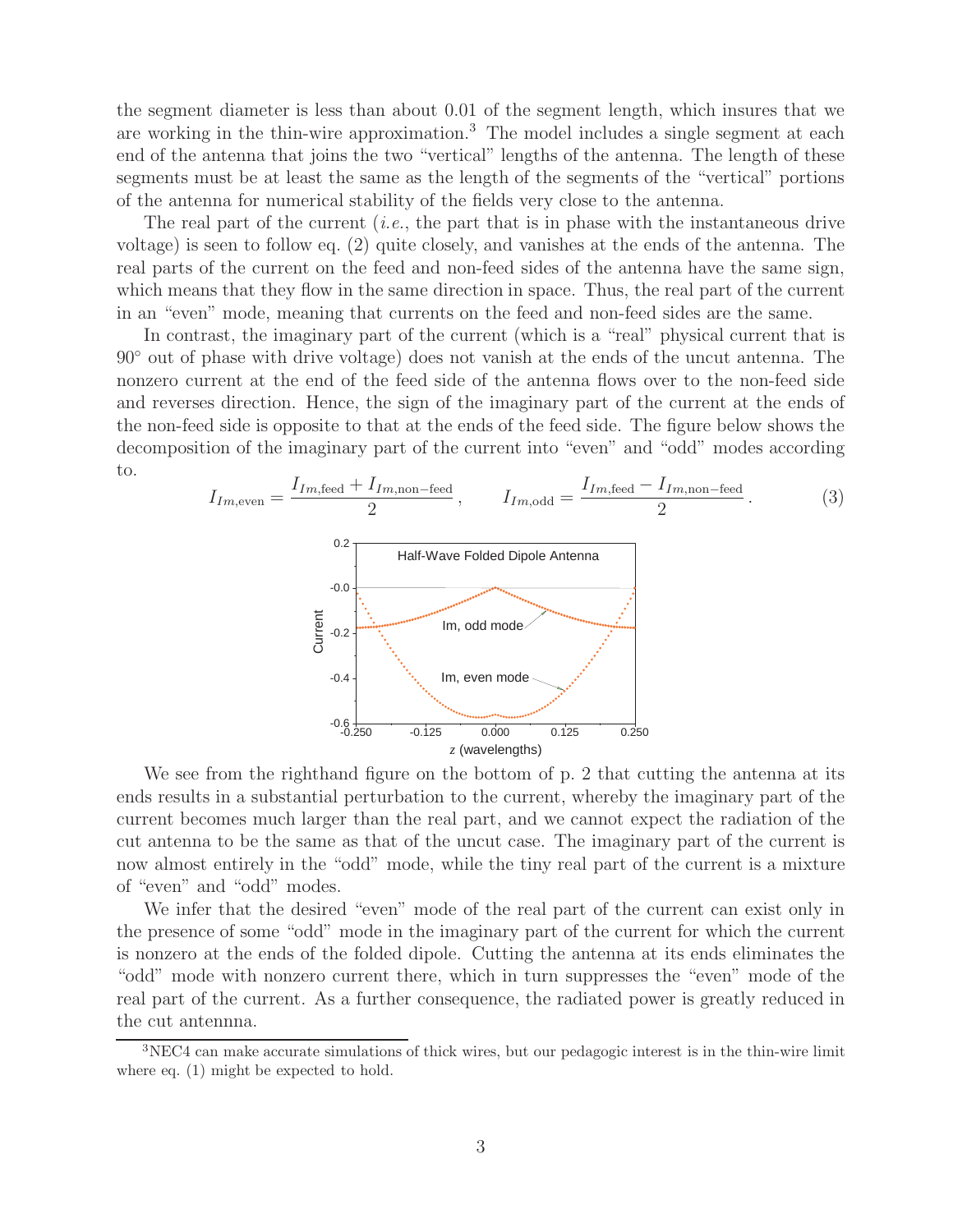the segment diameter is less than about 0.01 of the segment length, which insures that we are working in the thin-wire approximation.[3] The model includes a single segment at each end of the antenna that joins the two "vertical" lengths of the antenna. The length of these segments must be at least the same as the length of the segments of the "vertical" portions of the antenna for numerical stability of the fields very close to the antenna.

The real part of the current (*i.e.*, the part that is in phase with the instantaneous drive voltage) is seen to follow eq. (2) quite closely, and vanishes at the ends of the antenna. The real parts of the current on the feed and non-feed sides of the antenna have the same sign, which means that they flow in the same direction in space. Thus, the real part of the current in an "even" mode, meaning that currents on the feed and non-feed sides are the same.

In contrast, the imaginary part of the current (which is a "real" physical current that is 90° out of phase with drive voltage) does not vanish at the ends of the uncut antenna. The nonzero current at the end of the feed side of the antenna flows over to the non-feed side and reverses direction. Hence, the sign of the imaginary part of the current at the ends of the non-feed side is opposite to that at the ends of the feed side. The figure below shows the decomposition of the imaginary part of the current into "even" and "odd" modes according to.

$$I_{Im,\mathrm{even}} = \frac{I_{Im,\mathrm{feed}} + I_{Im,\mathrm{non-feed}}}{2}, \qquad I_{Im,\mathrm{odd}} = \frac{I_{Im,\mathrm{feed}} - I_{Im,\mathrm{non-feed}}}{2}. \tag{3}$$

We see from the righthand figure on the bottom of p. 2 that cutting the antenna at its ends results in a substantial perturbation to the current, whereby the imaginary part of the current becomes much larger than the real part, and we cannot expect the radiation of the cut antenna to be the same as that of the uncut case. The imaginary part of the current is now almost entirely in the "odd" mode, while the tiny real part of the current is a mixture of "even" and "odd" modes.

We infer that the desired "even" mode of the real part of the current can exist only in the presence of some "odd" mode in the imaginary part of the current for which the current is nonzero at the ends of the folded dipole. Cutting the antenna at its ends eliminates the "odd" mode with nonzero current there, which in turn suppresses the "even" mode of the real part of the current. As a further consequence, the radiated power is greatly reduced in the cut antennna.

[3] NEC4 can make accurate simulations of thick wires, but our pedagogic interest is in the thin-wire limit where eq. (1) might be expected to hold.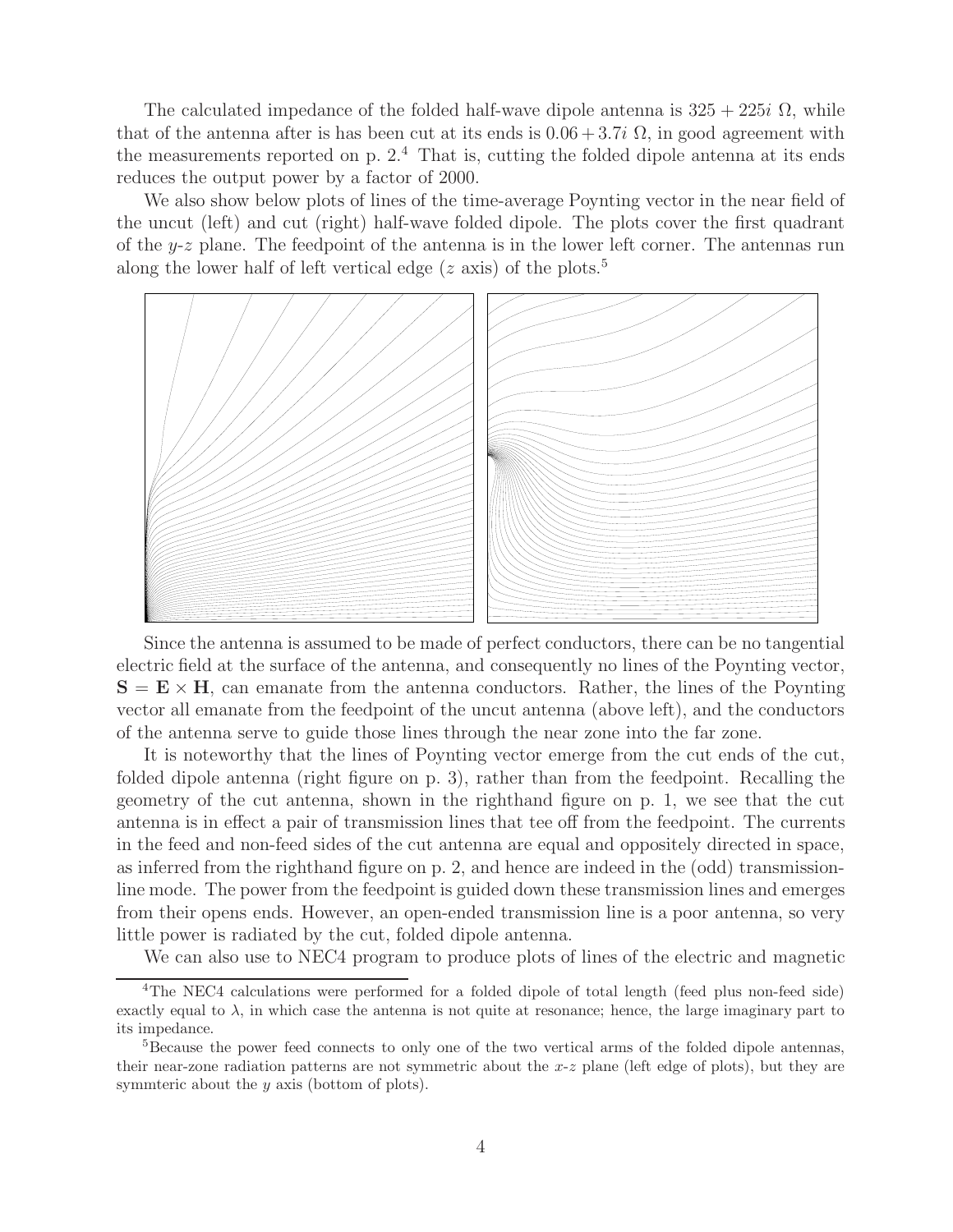The calculated impedance of the folded half-wave dipole antenna is $325 + 225i\ \Omega$, while that of the antenna after is has been cut at its ends is $0.06 + 3.7i\ \Omega$, in good agreement with the measurements reported on p. 2.[4] That is, cutting the folded dipole antenna at its ends reduces the output power by a factor of 2000.

We also show below plots of lines of the time-average Poynting vector in the near field of the uncut (left) and cut (right) half-wave folded dipole. The plots cover the first quadrant of the $y$-$z$ plane. The feedpoint of the antenna is in the lower left corner. The antennas run along the lower half of left vertical edge ($z$ axis) of the plots.[5]

Since the antenna is assumed to be made of perfect conductors, there can be no tangential electric field at the surface of the antenna, and consequently no lines of the Poynting vector, $\mathbf{S} = \mathbf{E} \times \mathbf{H}$, can emanate from the antenna conductors. Rather, the lines of the Poynting vector all emanate from the feedpoint of the uncut antenna (above left), and the conductors of the antenna serve to guide those lines through the near zone into the far zone.

It is noteworthy that the lines of Poynting vector emerge from the cut ends of the cut, folded dipole antenna (right figure on p. 3), rather than from the feedpoint. Recalling the geometry of the cut antenna, shown in the righthand figure on p. 1, we see that the cut antenna is in effect a pair of transmission lines that tee off from the feedpoint. The currents in the feed and non-feed sides of the cut antenna are equal and oppositely directed in space, as inferred from the righthand figure on p. 2, and hence are indeed in the (odd) transmission-line mode. The power from the feedpoint is guided down these transmission lines and emerges from their opens ends. However, an open-ended transmission line is a poor antenna, so very little power is radiated by the cut, folded dipole antenna.

We can also use to NEC4 program to produce plots of lines of the electric and magnetic

---

[4] The NEC4 calculations were performed for a folded dipole of total length (feed plus non-feed side) exactly equal to $\lambda$, in which case the antenna is not quite at resonance; hence, the large imaginary part to its impedance.

[5] Because the power feed connects to only one of the two vertical arms of the folded dipole antennas, their near-zone radiation patterns are not symmetric about the $x$-$z$ plane (left edge of plots), but they are symmteric about the $y$ axis (bottom of plots).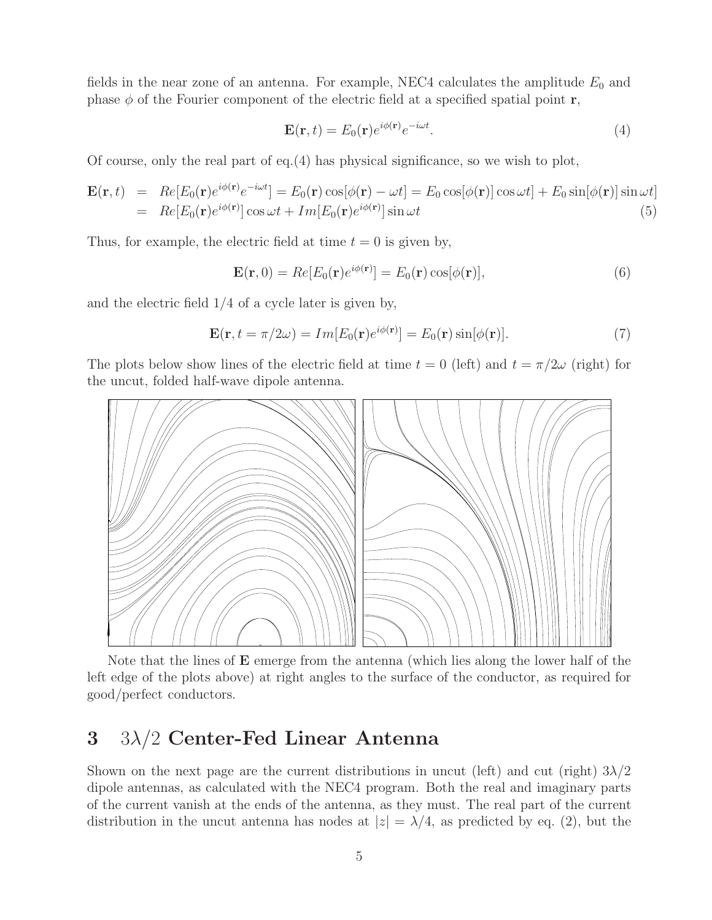fields in the near zone of an antenna. For example, NEC4 calculates the amplitude $E_0$ and phase $\phi$ of the Fourier component of the electric field at a specified spatial point $\mathbf{r}$,

$$\mathbf{E}(\mathbf{r}, t) = E_0(\mathbf{r}) e^{i\phi(\mathbf{r})} e^{-i\omega t}. \tag{4}$$

Of course, only the real part of eq.(4) has physical significance, so we wish to plot,

$$\begin{aligned}
\mathbf{E}(\mathbf{r}, t) &= Re[E_0(\mathbf{r}) e^{i\phi(\mathbf{r})} e^{-i\omega t}] = E_0(\mathbf{r}) \cos[\phi(\mathbf{r}) - \omega t] = E_0 \cos[\phi(\mathbf{r})] \cos \omega t] + E_0 \sin[\phi(\mathbf{r})] \sin \omega t] \\
&= Re[E_0(\mathbf{r}) e^{i\phi(\mathbf{r})}] \cos \omega t + Im[E_0(\mathbf{r}) e^{i\phi(\mathbf{r})}] \sin \omega t
\end{aligned} \tag{5}$$

Thus, for example, the electric field at time $t = 0$ is given by,

$$\mathbf{E}(\mathbf{r}, 0) = Re[E_0(\mathbf{r}) e^{i\phi(\mathbf{r})}] = E_0(\mathbf{r}) \cos[\phi(\mathbf{r})], \tag{6}$$

and the electric field 1/4 of a cycle later is given by,

$$\mathbf{E}(\mathbf{r}, t = \pi/2\omega) = Im[E_0(\mathbf{r}) e^{i\phi(\mathbf{r})}] = E_0(\mathbf{r}) \sin[\phi(\mathbf{r})]. \tag{7}$$

The plots below show lines of the electric field at time $t = 0$ (left) and $t = \pi/2\omega$ (right) for the uncut, folded half-wave dipole antenna.

Note that the lines of $\mathbf{E}$ emerge from the antenna (which lies along the lower half of the left edge of the plots above) at right angles to the surface of the conductor, as required for good/perfect conductors.

## 3 $3\lambda/2$ Center-Fed Linear Antenna

Shown on the next page are the current distributions in uncut (left) and cut (right) $3\lambda/2$ dipole antennas, as calculated with the NEC4 program. Both the real and imaginary parts of the current vanish at the ends of the antenna, as they must. The real part of the current distribution in the uncut antenna has nodes at $|z| = \lambda/4$, as predicted by eq. (2), but the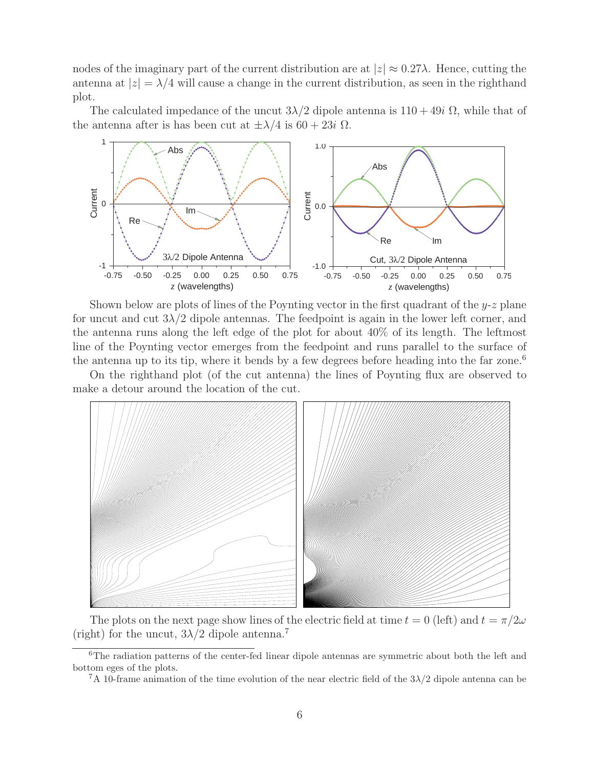nodes of the imaginary part of the current distribution are at $|z| \approx 0.27\lambda$. Hence, cutting the antenna at $|z| = \lambda/4$ will cause a change in the current distribution, as seen in the righthand plot.

The calculated impedance of the uncut $3\lambda/2$ dipole antenna is $110 + 49i\ \Omega$, while that of the antenna after is has been cut at $\pm\lambda/4$ is $60 + 23i\ \Omega$.

Shown below are plots of lines of the Poynting vector in the first quadrant of the $y$-$z$ plane for uncut and cut $3\lambda/2$ dipole antennas. The feedpoint is again in the lower left corner, and the antenna runs along the left edge of the plot for about 40% of its length. The leftmost line of the Poynting vector emerges from the feedpoint and runs parallel to the surface of the antenna up to its tip, where it bends by a few degrees before heading into the far zone.[6]

On the righthand plot (of the cut antenna) the lines of Poynting flux are observed to make a detour around the location of the cut.

The plots on the next page show lines of the electric field at time $t = 0$ (left) and $t = \pi/2\omega$ (right) for the uncut, $3\lambda/2$ dipole antenna.[7]

---

[6] The radiation patterns of the center-fed linear dipole antennas are symmetric about both the left and bottom eges of the plots.

[7] A 10-frame animation of the time evolution of the near electric field of the $3\lambda/2$ dipole antenna can be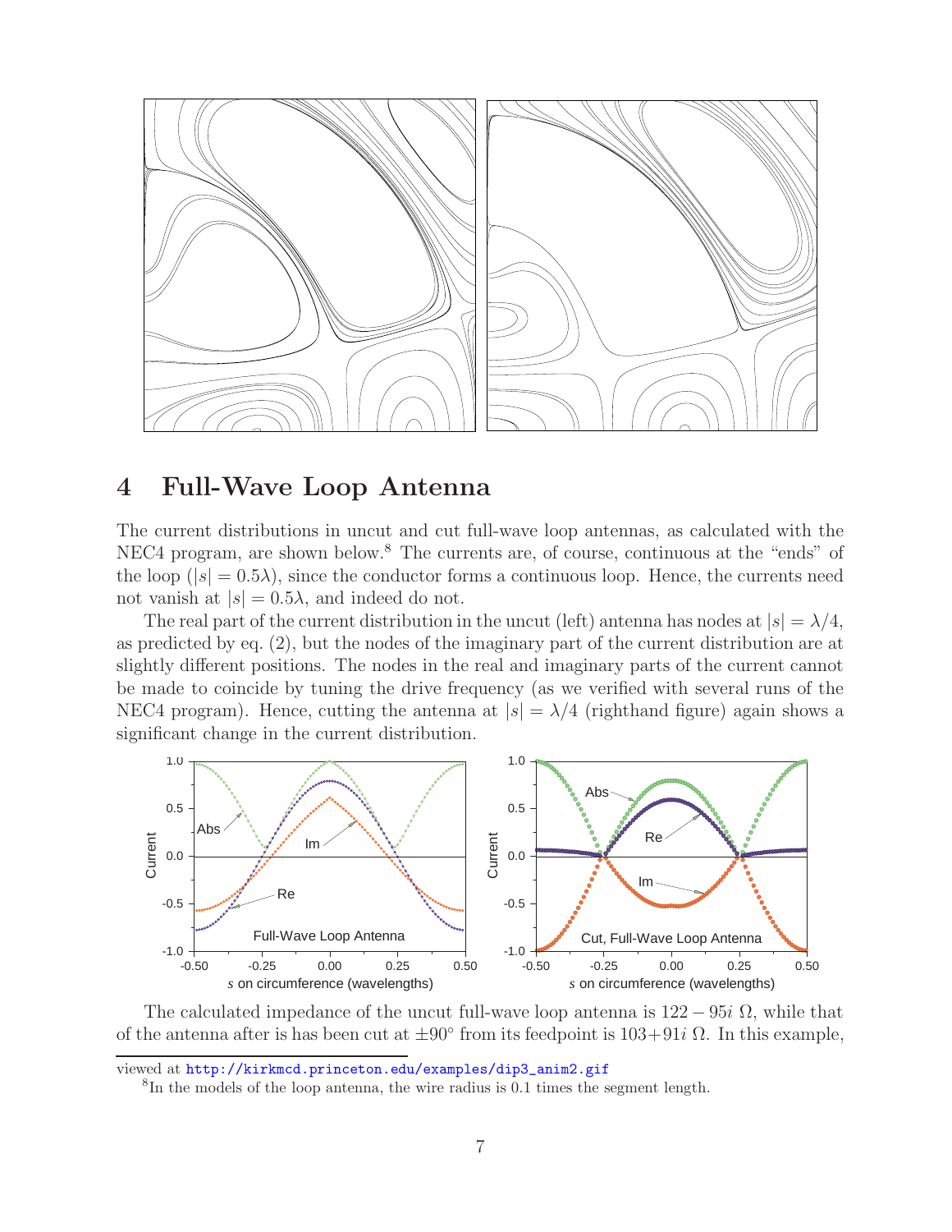## 4 Full-Wave Loop Antenna

The current distributions in uncut and cut full-wave loop antennas, as calculated with the NEC4 program, are shown below.[8] The currents are, of course, continuous at the "ends" of the loop ($|s| = 0.5\lambda$), since the conductor forms a continuous loop. Hence, the currents need not vanish at $|s| = 0.5\lambda$, and indeed do not.

The real part of the current distribution in the uncut (left) antenna has nodes at $|s| = \lambda/4$, as predicted by eq. (2), but the nodes of the imaginary part of the current distribution are at slightly different positions. The nodes in the real and imaginary parts of the current cannot be made to coincide by tuning the drive frequency (as we verified with several runs of the NEC4 program). Hence, cutting the antenna at $|s| = \lambda/4$ (righthand figure) again shows a significant change in the current distribution.

The calculated impedance of the uncut full-wave loop antenna is $122 - 95i\ \Omega$, while that of the antenna after is has been cut at $\pm 90^\circ$ from its feedpoint is $103 + 91i\ \Omega$. In this example,

viewed at http://kirkmcd.princeton.edu/examples/dip3_anim2.gif

[8]In the models of the loop antenna, the wire radius is 0.1 times the segment length.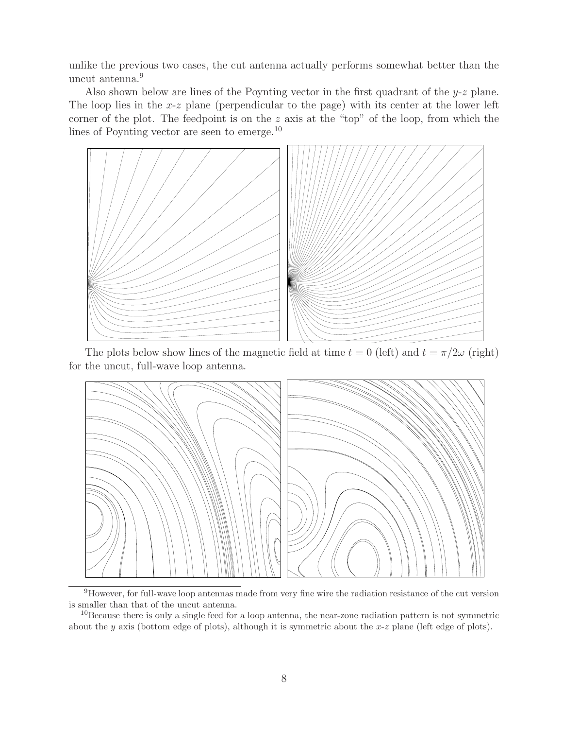unlike the previous two cases, the cut antenna actually performs somewhat better than the uncut antenna.[9]

Also shown below are lines of the Poynting vector in the first quadrant of the $y$-$z$ plane. The loop lies in the $x$-$z$ plane (perpendicular to the page) with its center at the lower left corner of the plot. The feedpoint is on the $z$ axis at the "top" of the loop, from which the lines of Poynting vector are seen to emerge.[10]

The plots below show lines of the magnetic field at time $t = 0$ (left) and $t = \pi/2\omega$ (right) for the uncut, full-wave loop antenna.

[9]However, for full-wave loop antennas made from very fine wire the radiation resistance of the cut version is smaller than that of the uncut antenna.

[10]Because there is only a single feed for a loop antenna, the near-zone radiation pattern is not symmetric about the $y$ axis (bottom edge of plots), although it is symmetric about the $x$-$z$ plane (left edge of plots).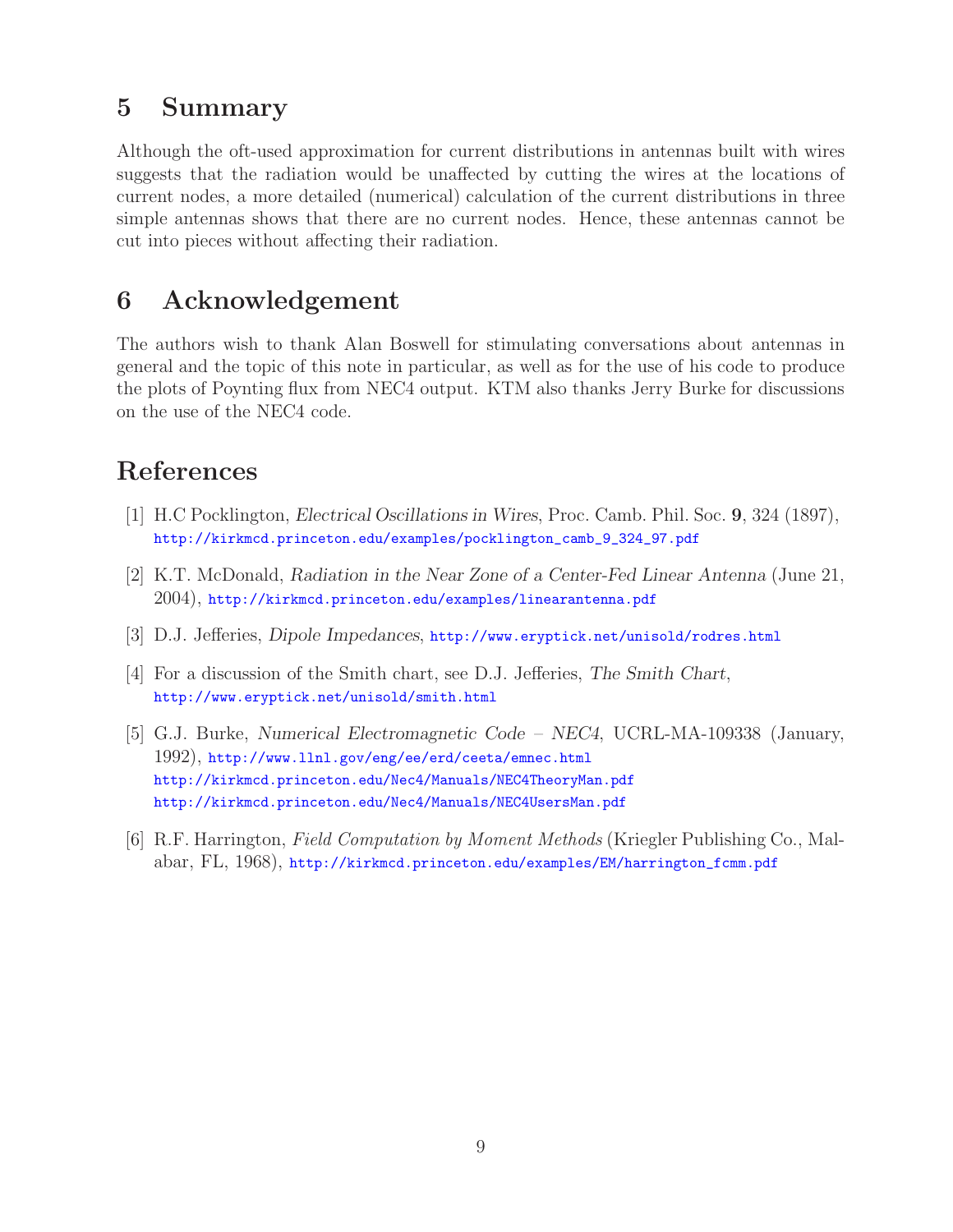## 5 Summary

Although the oft-used approximation for current distributions in antennas built with wires suggests that the radiation would be unaffected by cutting the wires at the locations of current nodes, a more detailed (numerical) calculation of the current distributions in three simple antennas shows that there are no current nodes. Hence, these antennas cannot be cut into pieces without affecting their radiation.

## 6 Acknowledgement

The authors wish to thank Alan Boswell for stimulating conversations about antennas in general and the topic of this note in particular, as well as for the use of his code to produce the plots of Poynting flux from NEC4 output. KTM also thanks Jerry Burke for discussions on the use of the NEC4 code.

## References

[1] H.C Pocklington, *Electrical Oscillations in Wires*, Proc. Camb. Phil. Soc. **9**, 324 (1897), http://kirkmcd.princeton.edu/examples/pocklington_camb_9_324_97.pdf

[2] K.T. McDonald, *Radiation in the Near Zone of a Center-Fed Linear Antenna* (June 21, 2004), http://kirkmcd.princeton.edu/examples/linearantenna.pdf

[3] D.J. Jefferies, *Dipole Impedances*, http://www.eryptick.net/unisold/rodres.html

[4] For a discussion of the Smith chart, see D.J. Jefferies, *The Smith Chart*, http://www.eryptick.net/unisold/smith.html

[5] G.J. Burke, *Numerical Electromagnetic Code – NEC4*, UCRL-MA-109338 (January, 1992), http://www.llnl.gov/eng/ee/erd/ceeta/emnec.html
http://kirkmcd.princeton.edu/Nec4/Manuals/NEC4TheoryMan.pdf
http://kirkmcd.princeton.edu/Nec4/Manuals/NEC4UsersMan.pdf

[6] R.F. Harrington, *Field Computation by Moment Methods* (Kriegler Publishing Co., Malabar, FL, 1968), http://kirkmcd.princeton.edu/examples/EM/harrington_fcmm.pdf